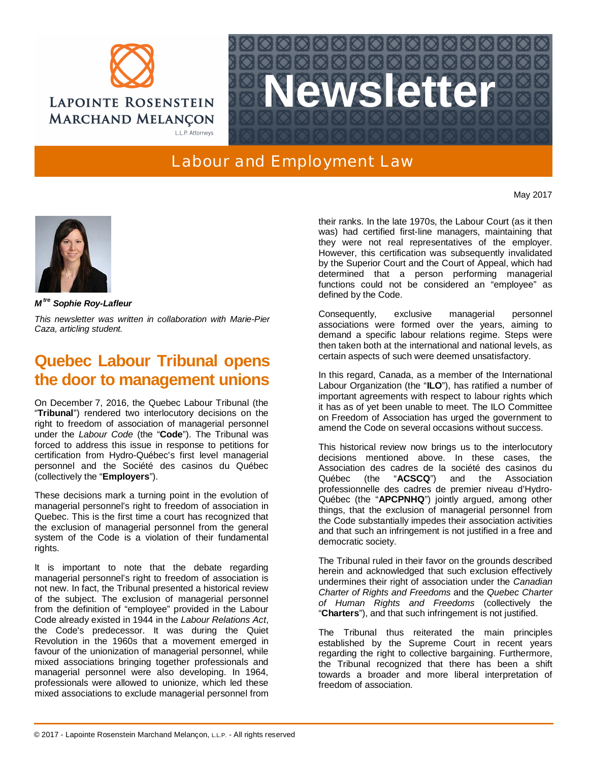Lapointe Rosenstein Marchand Melançon L.L.P. Attorneys

# Newsletter

## Labour and Employment Law

May 2017

***M[tre] Sophie Roy-Lafleur***

*This newsletter was written in collaboration with Marie-Pier Caza, articling student.*

## Quebec Labour Tribunal opens the door to management unions

On December 7, 2016, the Quebec Labour Tribunal (the "**Tribunal**") rendered two interlocutory decisions on the right to freedom of association of managerial personnel under the *Labour Code* (the "**Code**"). The Tribunal was forced to address this issue in response to petitions for certification from Hydro-Québec's first level managerial personnel and the Société des casinos du Québec (collectively the "**Employers**").

These decisions mark a turning point in the evolution of managerial personnel's right to freedom of association in Quebec. This is the first time a court has recognized that the exclusion of managerial personnel from the general system of the Code is a violation of their fundamental rights.

It is important to note that the debate regarding managerial personnel's right to freedom of association is not new. In fact, the Tribunal presented a historical review of the subject. The exclusion of managerial personnel from the definition of "employee" provided in the Labour Code already existed in 1944 in the *Labour Relations Act*, the Code's predecessor. It was during the Quiet Revolution in the 1960s that a movement emerged in favour of the unionization of managerial personnel, while mixed associations bringing together professionals and managerial personnel were also developing. In 1964, professionals were allowed to unionize, which led these mixed associations to exclude managerial personnel from their ranks. In the late 1970s, the Labour Court (as it then was) had certified first-line managers, maintaining that they were not real representatives of the employer. However, this certification was subsequently invalidated by the Superior Court and the Court of Appeal, which had determined that a person performing managerial functions could not be considered an "employee" as defined by the Code.

Consequently, exclusive managerial personnel associations were formed over the years, aiming to demand a specific labour relations regime. Steps were then taken both at the international and national levels, as certain aspects of such were deemed unsatisfactory.

In this regard, Canada, as a member of the International Labour Organization (the "**ILO**"), has ratified a number of important agreements with respect to labour rights which it has as of yet been unable to meet. The ILO Committee on Freedom of Association has urged the government to amend the Code on several occasions without success.

This historical review now brings us to the interlocutory decisions mentioned above. In these cases, the Association des cadres de la société des casinos du Québec (the "**ACSCQ**") and the Association professionnelle des cadres de premier niveau d'Hydro-Québec (the "**APCPNHQ**") jointly argued, among other things, that the exclusion of managerial personnel from the Code substantially impedes their association activities and that such an infringement is not justified in a free and democratic society.

The Tribunal ruled in their favor on the grounds described herein and acknowledged that such exclusion effectively undermines their right of association under the *Canadian Charter of Rights and Freedoms* and the *Quebec Charter of Human Rights and Freedoms* (collectively the "**Charters**"), and that such infringement is not justified.

The Tribunal thus reiterated the main principles established by the Supreme Court in recent years regarding the right to collective bargaining. Furthermore, the Tribunal recognized that there has been a shift towards a broader and more liberal interpretation of freedom of association.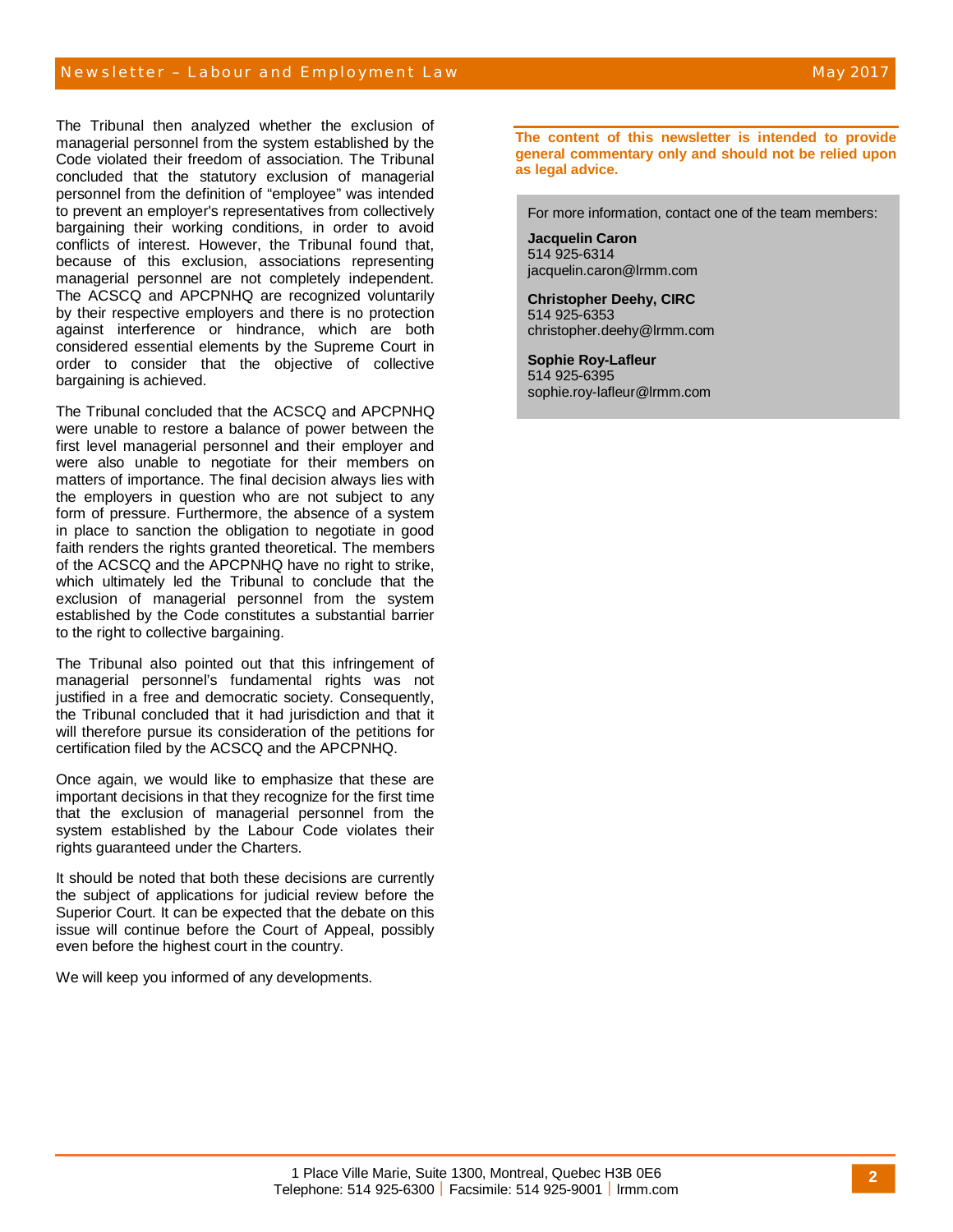The Tribunal then analyzed whether the exclusion of managerial personnel from the system established by the Code violated their freedom of association. The Tribunal concluded that the statutory exclusion of managerial personnel from the definition of "employee" was intended to prevent an employer's representatives from collectively bargaining their working conditions, in order to avoid conflicts of interest. However, the Tribunal found that, because of this exclusion, associations representing managerial personnel are not completely independent. The ACSCQ and APCPNHQ are recognized voluntarily by their respective employers and there is no protection against interference or hindrance, which are both considered essential elements by the Supreme Court in order to consider that the objective of collective bargaining is achieved.

The Tribunal concluded that the ACSCQ and APCPNHQ were unable to restore a balance of power between the first level managerial personnel and their employer and were also unable to negotiate for their members on matters of importance. The final decision always lies with the employers in question who are not subject to any form of pressure. Furthermore, the absence of a system in place to sanction the obligation to negotiate in good faith renders the rights granted theoretical. The members of the ACSCQ and the APCPNHQ have no right to strike, which ultimately led the Tribunal to conclude that the exclusion of managerial personnel from the system established by the Code constitutes a substantial barrier to the right to collective bargaining.

The Tribunal also pointed out that this infringement of managerial personnel's fundamental rights was not justified in a free and democratic society. Consequently, the Tribunal concluded that it had jurisdiction and that it will therefore pursue its consideration of the petitions for certification filed by the ACSCQ and the APCPNHQ.

Once again, we would like to emphasize that these are important decisions in that they recognize for the first time that the exclusion of managerial personnel from the system established by the Labour Code violates their rights guaranteed under the Charters.

It should be noted that both these decisions are currently the subject of applications for judicial review before the Superior Court. It can be expected that the debate on this issue will continue before the Court of Appeal, possibly even before the highest court in the country.

We will keep you informed of any developments.

**The content of this newsletter is intended to provide general commentary only and should not be relied upon as legal advice.**

For more information, contact one of the team members:

**Jacquelin Caron**
514 925-6314
jacquelin.caron@lrmm.com

**Christopher Deehy, CIRC**
514 925-6353
christopher.deehy@lrmm.com

**Sophie Roy-Lafleur**
514 925-6395
sophie.roy-lafleur@lrmm.com

1 Place Ville Marie, Suite 1300, Montreal, Quebec H3B 0E6
Telephone: 514 925-6300 | Facsimile: 514 925-9001 | lrmm.com